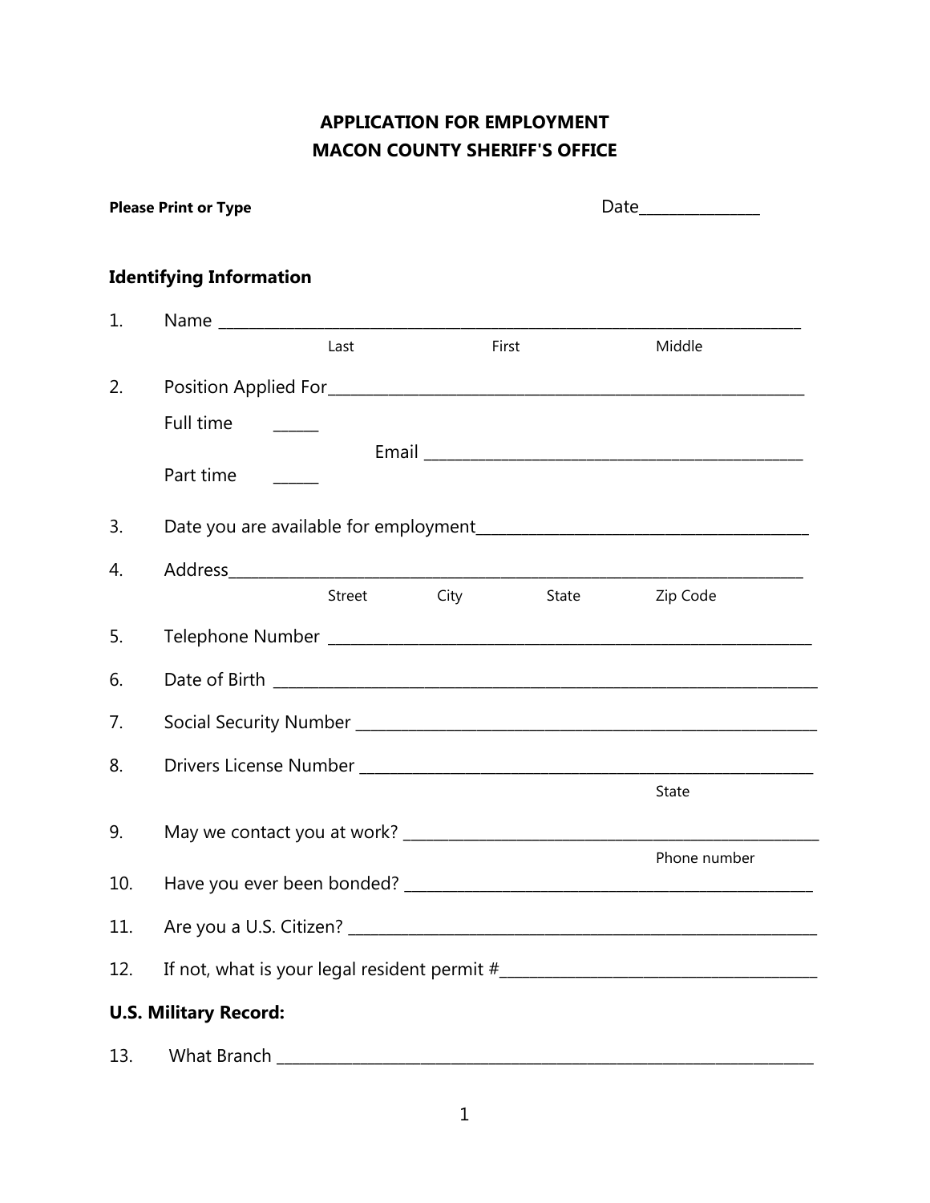# APPLICATION FOR EMPLOYMENT
# MACON COUNTY SHERIFF'S OFFICE

**Please Print or Type** Date_______________

## Identifying Information

1. Name ___________________________________________________________________________
   Last First Middle

2. Position Applied For_____________________________________________________________

   Full time ______

   Email ______________________________________________

   Part time ______

3. Date you are available for employment_________________________________________

4. Address___________________________________________________________________________
   Street City State Zip Code

5. Telephone Number ______________________________________________________________

6. Date of Birth __________________________________________________________________

7. Social Security Number _________________________________________________________

8. Drivers License Number ________________________________________________________
   State

9. May we contact you at work? ____________________________________________________
   Phone number

10. Have you ever been bonded? ____________________________________________________

11. Are you a U.S. Citizen? _______________________________________________________

12. If not, what is your legal resident permit #______________________________________

## U.S. Military Record:

13. What Branch ______________________________________________________________________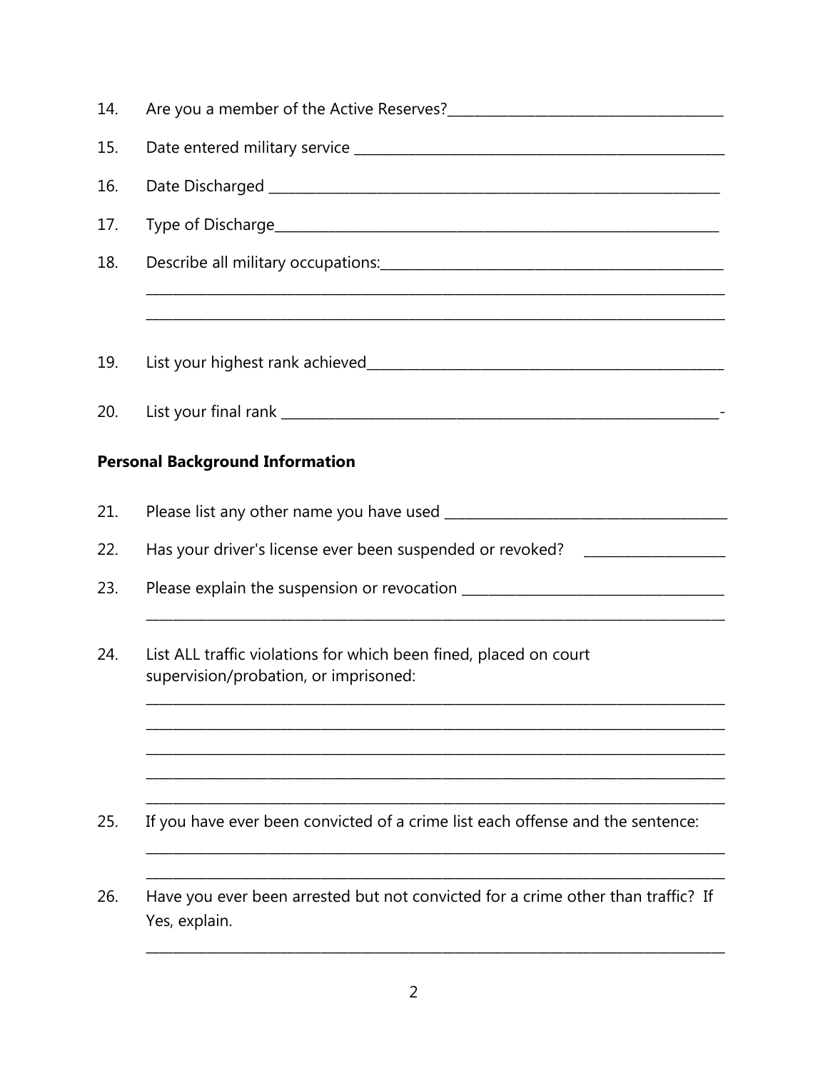14. Are you a member of the Active Reserves?______________________________________

15. Date entered military service ____________________________________________________

16. Date Discharged _________________________________________________________________

17. Type of Discharge________________________________________________________________

18. Describe all military occupations:_______________________________________________
_____________________________________________________________________________________
_____________________________________________________________________________________

19. List your highest rank achieved__________________________________________________

20. List your final rank __________________________________________________________-

**Personal Background Information**

21. Please list any other name you have used _______________________________________

22. Has your driver's license ever been suspended or revoked? ____________________

23. Please explain the suspension or revocation ____________________________________
_____________________________________________________________________________________

24. List ALL traffic violations for which been fined, placed on court supervision/probation, or imprisoned:
_____________________________________________________________________________________
_____________________________________________________________________________________
_____________________________________________________________________________________
_____________________________________________________________________________________
_____________________________________________________________________________________

25. If you have ever been convicted of a crime list each offense and the sentence:
_____________________________________________________________________________________
_____________________________________________________________________________________

26. Have you ever been arrested but not convicted for a crime other than traffic? If Yes, explain.
_____________________________________________________________________________________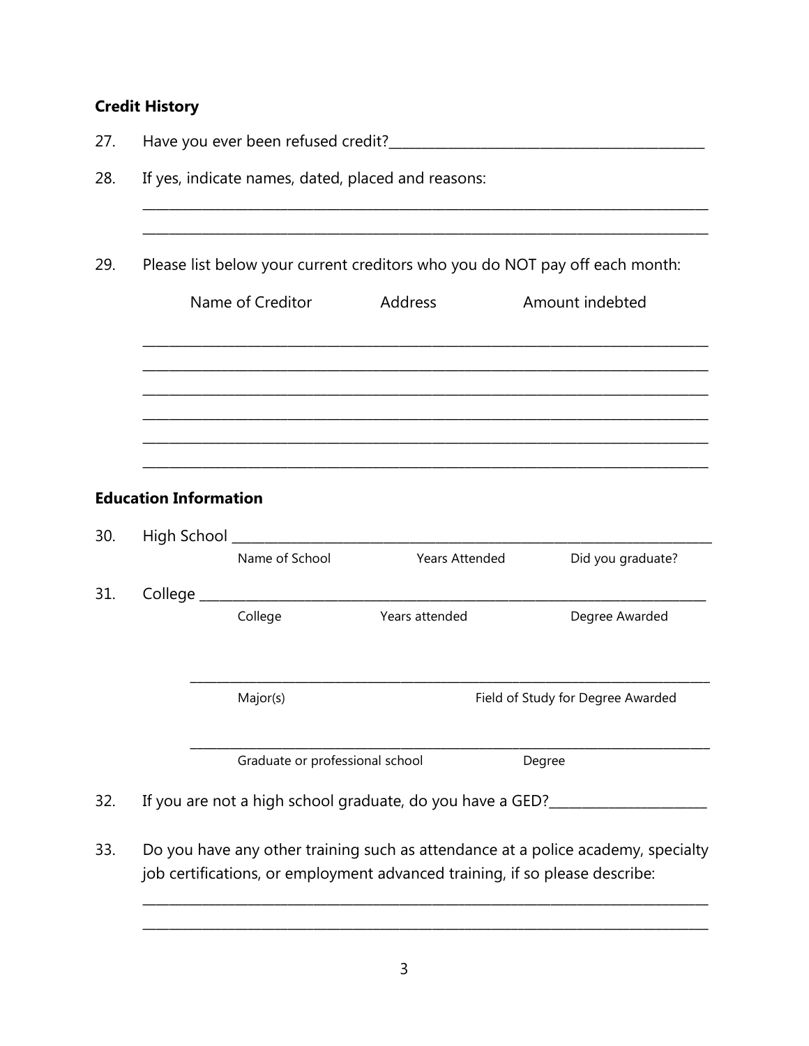## Credit History

27. Have you ever been refused credit?_______________________________________________

28. If yes, indicate names, dated, placed and reasons:

_______________________________________________________________________________________

_______________________________________________________________________________________

29. Please list below your current creditors who you do NOT pay off each month:

| Name of Creditor | Address | Amount indebted |
| --- | --- | --- |
| | | |
| | | |
| | | |
| | | |
| | | |
| | | |

## Education Information

30. High School _______________________________________________________________________

Name of School &nbsp;&nbsp;&nbsp;&nbsp; Years Attended &nbsp;&nbsp;&nbsp;&nbsp; Did you graduate?

31. College ___________________________________________________________________________

College &nbsp;&nbsp;&nbsp;&nbsp; Years attended &nbsp;&nbsp;&nbsp;&nbsp; Degree Awarded

_______________________________________________________________________________________

Major(s) &nbsp;&nbsp;&nbsp;&nbsp; Field of Study for Degree Awarded

_______________________________________________________________________________________

Graduate or professional school &nbsp;&nbsp;&nbsp;&nbsp; Degree

32. If you are not a high school graduate, do you have a GED?_______________________

33. Do you have any other training such as attendance at a police academy, specialty job certifications, or employment advanced training, if so please describe:

_______________________________________________________________________________________

_______________________________________________________________________________________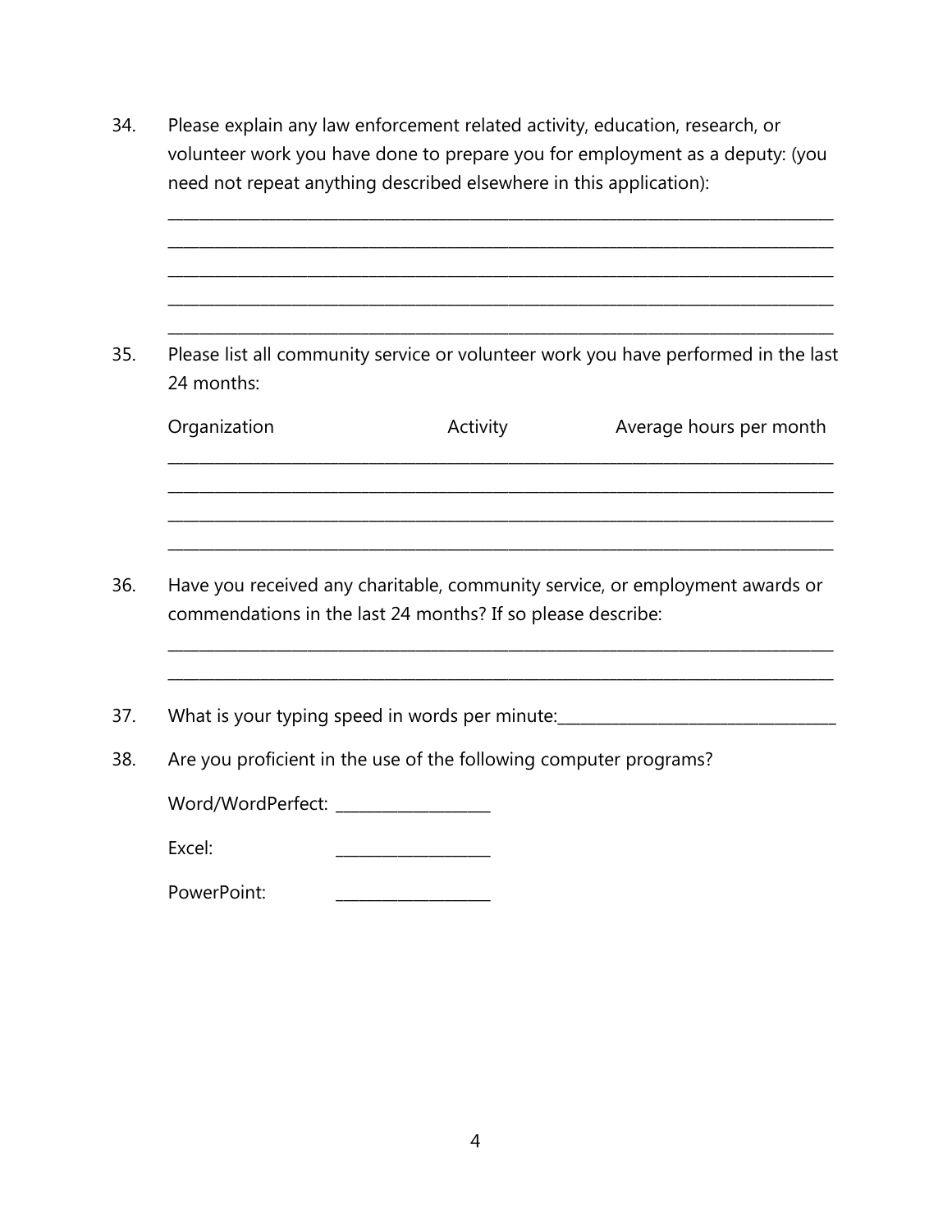34. Please explain any law enforcement related activity, education, research, or volunteer work you have done to prepare you for employment as a deputy: (you need not repeat anything described elsewhere in this application):

_______________________________________________________________________________

_______________________________________________________________________________

_______________________________________________________________________________

_______________________________________________________________________________

_______________________________________________________________________________

35. Please list all community service or volunteer work you have performed in the last 24 months:

Organization Activity Average hours per month

_______________________________________________________________________________

_______________________________________________________________________________

_______________________________________________________________________________

_______________________________________________________________________________

36. Have you received any charitable, community service, or employment awards or commendations in the last 24 months? If so please describe:

_______________________________________________________________________________

_______________________________________________________________________________

37. What is your typing speed in words per minute:__________________________________

38. Are you proficient in the use of the following computer programs?

Word/WordPerfect: ___________________

Excel: ___________________

PowerPoint: ___________________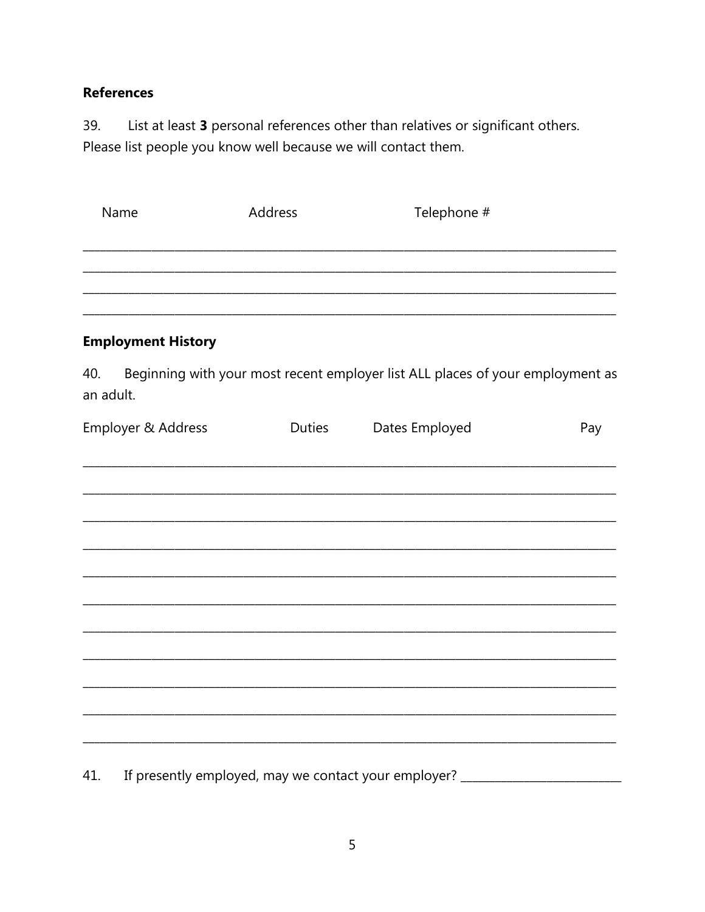**References**

39. List at least **3** personal references other than relatives or significant others. Please list people you know well because we will contact them.

| Name | Address | Telephone # |
| --- | --- | --- |
| | | |
| | | |
| | | |
| | | |

**Employment History**

40. Beginning with your most recent employer list ALL places of your employment as an adult.

| Employer & Address | Duties | Dates Employed | Pay |
| --- | --- | --- | --- |
| | | | |
| | | | |
| | | | |
| | | | |
| | | | |
| | | | |
| | | | |
| | | | |
| | | | |
| | | | |
| | | | |

41. If presently employed, may we contact your employer? ___________________________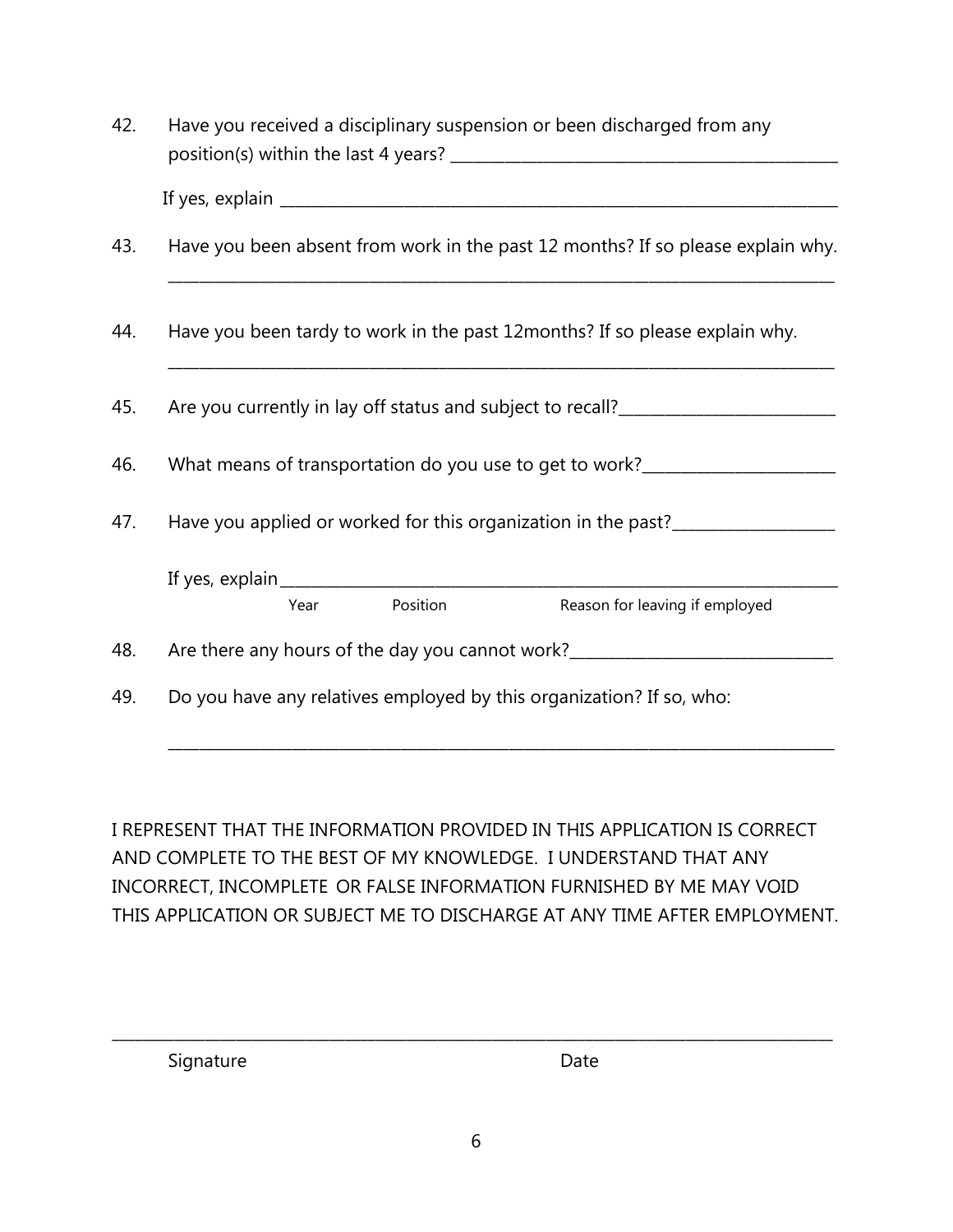42. Have you received a disciplinary suspension or been discharged from any position(s) within the last 4 years? ______________________________

    If yes, explain ______________________________

43. Have you been absent from work in the past 12 months? If so please explain why.

    ______________________________

44. Have you been tardy to work in the past 12months? If so please explain why.

    ______________________________

45. Are you currently in lay off status and subject to recall?______________________________

46. What means of transportation do you use to get to work?______________________________

47. Have you applied or worked for this organization in the past?______________________________

    If yes, explain______________________________

    Year Position Reason for leaving if employed

48. Are there any hours of the day you cannot work?______________________________

49. Do you have any relatives employed by this organization? If so, who:

    ______________________________

I REPRESENT THAT THE INFORMATION PROVIDED IN THIS APPLICATION IS CORRECT AND COMPLETE TO THE BEST OF MY KNOWLEDGE. I UNDERSTAND THAT ANY INCORRECT, INCOMPLETE OR FALSE INFORMATION FURNISHED BY ME MAY VOID THIS APPLICATION OR SUBJECT ME TO DISCHARGE AT ANY TIME AFTER EMPLOYMENT.

______________________________

Signature Date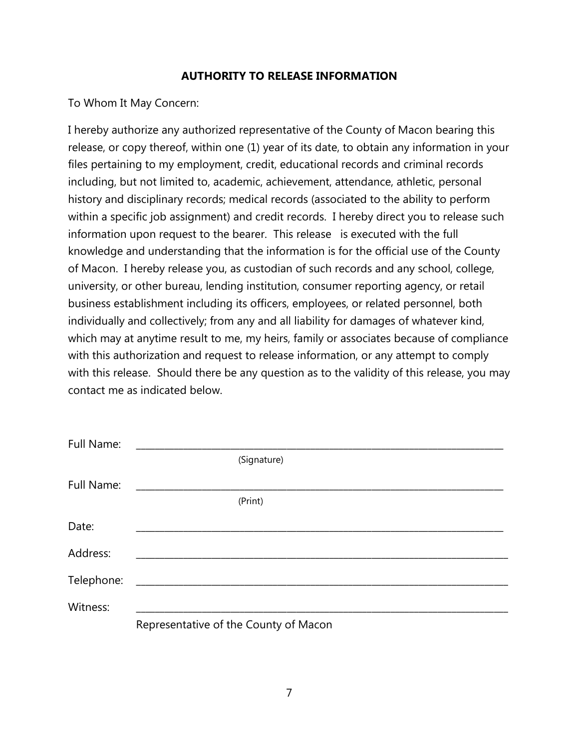**AUTHORITY TO RELEASE INFORMATION**

To Whom It May Concern:

I hereby authorize any authorized representative of the County of Macon bearing this release, or copy thereof, within one (1) year of its date, to obtain any information in your files pertaining to my employment, credit, educational records and criminal records including, but not limited to, academic, achievement, attendance, athletic, personal history and disciplinary records; medical records (associated to the ability to perform within a specific job assignment) and credit records. I hereby direct you to release such information upon request to the bearer. This release is executed with the full knowledge and understanding that the information is for the official use of the County of Macon. I hereby release you, as custodian of such records and any school, college, university, or other bureau, lending institution, consumer reporting agency, or retail business establishment including its officers, employees, or related personnel, both individually and collectively; from any and all liability for damages of whatever kind, which may at anytime result to me, my heirs, family or associates because of compliance with this authorization and request to release information, or any attempt to comply with this release. Should there be any question as to the validity of this release, you may contact me as indicated below.

Full Name: ______________________________________________
(Signature)

Full Name: ______________________________________________
(Print)

Date: ______________________________________________

Address: ______________________________________________

Telephone: ______________________________________________

Witness: ______________________________________________
Representative of the County of Macon